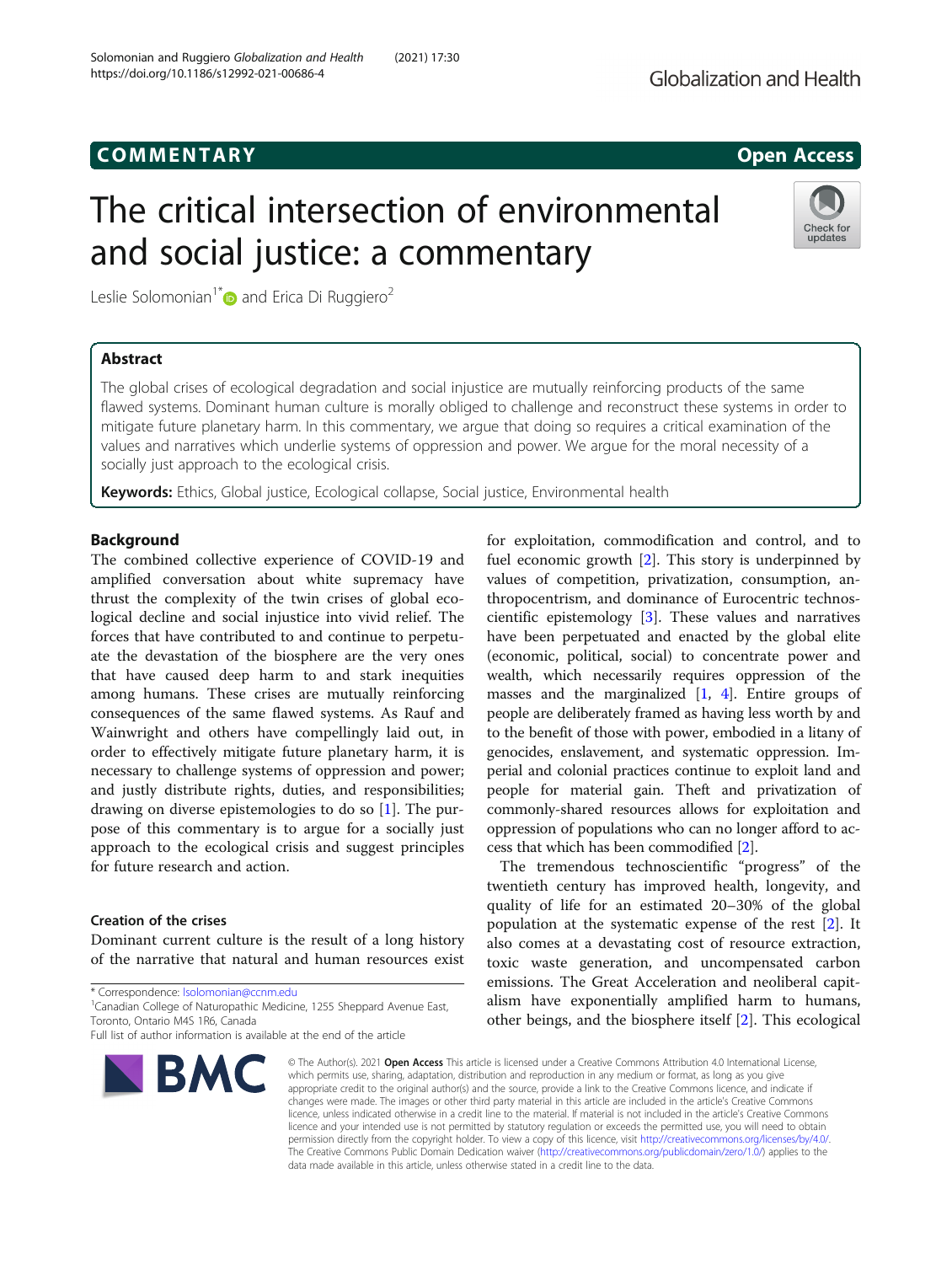COMMENTARY

Open Access

# The critical intersection of environmental and social justice: a commentary

Leslie Solomonian[1*] and Erica Di Ruggiero[2]

## Abstract

The global crises of ecological degradation and social injustice are mutually reinforcing products of the same flawed systems. Dominant human culture is morally obliged to challenge and reconstruct these systems in order to mitigate future planetary harm. In this commentary, we argue that doing so requires a critical examination of the values and narratives which underlie systems of oppression and power. We argue for the moral necessity of a socially just approach to the ecological crisis.

**Keywords:** Ethics, Global justice, Ecological collapse, Social justice, Environmental health

## Background

The combined collective experience of COVID-19 and amplified conversation about white supremacy have thrust the complexity of the twin crises of global ecological decline and social injustice into vivid relief. The forces that have contributed to and continue to perpetuate the devastation of the biosphere are the very ones that have caused deep harm to and stark inequities among humans. These crises are mutually reinforcing consequences of the same flawed systems. As Rauf and Wainwright and others have compellingly laid out, in order to effectively mitigate future planetary harm, it is necessary to challenge systems of oppression and power; and justly distribute rights, duties, and responsibilities; drawing on diverse epistemologies to do so [1]. The purpose of this commentary is to argue for a socially just approach to the ecological crisis and suggest principles for future research and action.

### Creation of the crises

Dominant current culture is the result of a long history of the narrative that natural and human resources exist for exploitation, commodification and control, and to fuel economic growth [2]. This story is underpinned by values of competition, privatization, consumption, anthropocentrism, and dominance of Eurocentric technoscientific epistemology [3]. These values and narratives have been perpetuated and enacted by the global elite (economic, political, social) to concentrate power and wealth, which necessarily requires oppression of the masses and the marginalized [1, 4]. Entire groups of people are deliberately framed as having less worth by and to the benefit of those with power, embodied in a litany of genocides, enslavement, and systematic oppression. Imperial and colonial practices continue to exploit land and people for material gain. Theft and privatization of commonly-shared resources allows for exploitation and oppression of populations who can no longer afford to access that which has been commodified [2].

The tremendous technoscientific "progress" of the twentieth century has improved health, longevity, and quality of life for an estimated 20–30% of the global population at the systematic expense of the rest [2]. It also comes at a devastating cost of resource extraction, toxic waste generation, and uncompensated carbon emissions. The Great Acceleration and neoliberal capitalism have exponentially amplified harm to humans, other beings, and the biosphere itself [2]. This ecological

---

* Correspondence: lsolomonian@ccnm.edu
[1] Canadian College of Naturopathic Medicine, 1255 Sheppard Avenue East, Toronto, Ontario M4S 1R6, Canada
Full list of author information is available at the end of the article

© The Author(s). 2021 **Open Access** This article is licensed under a Creative Commons Attribution 4.0 International License, which permits use, sharing, adaptation, distribution and reproduction in any medium or format, as long as you give appropriate credit to the original author(s) and the source, provide a link to the Creative Commons licence, and indicate if changes were made. The images or other third party material in this article are included in the article's Creative Commons licence, unless indicated otherwise in a credit line to the material. If material is not included in the article's Creative Commons licence and your intended use is not permitted by statutory regulation or exceeds the permitted use, you will need to obtain permission directly from the copyright holder. To view a copy of this licence, visit http://creativecommons.org/licenses/by/4.0/. The Creative Commons Public Domain Dedication waiver (http://creativecommons.org/publicdomain/zero/1.0/) applies to the data made available in this article, unless otherwise stated in a credit line to the data.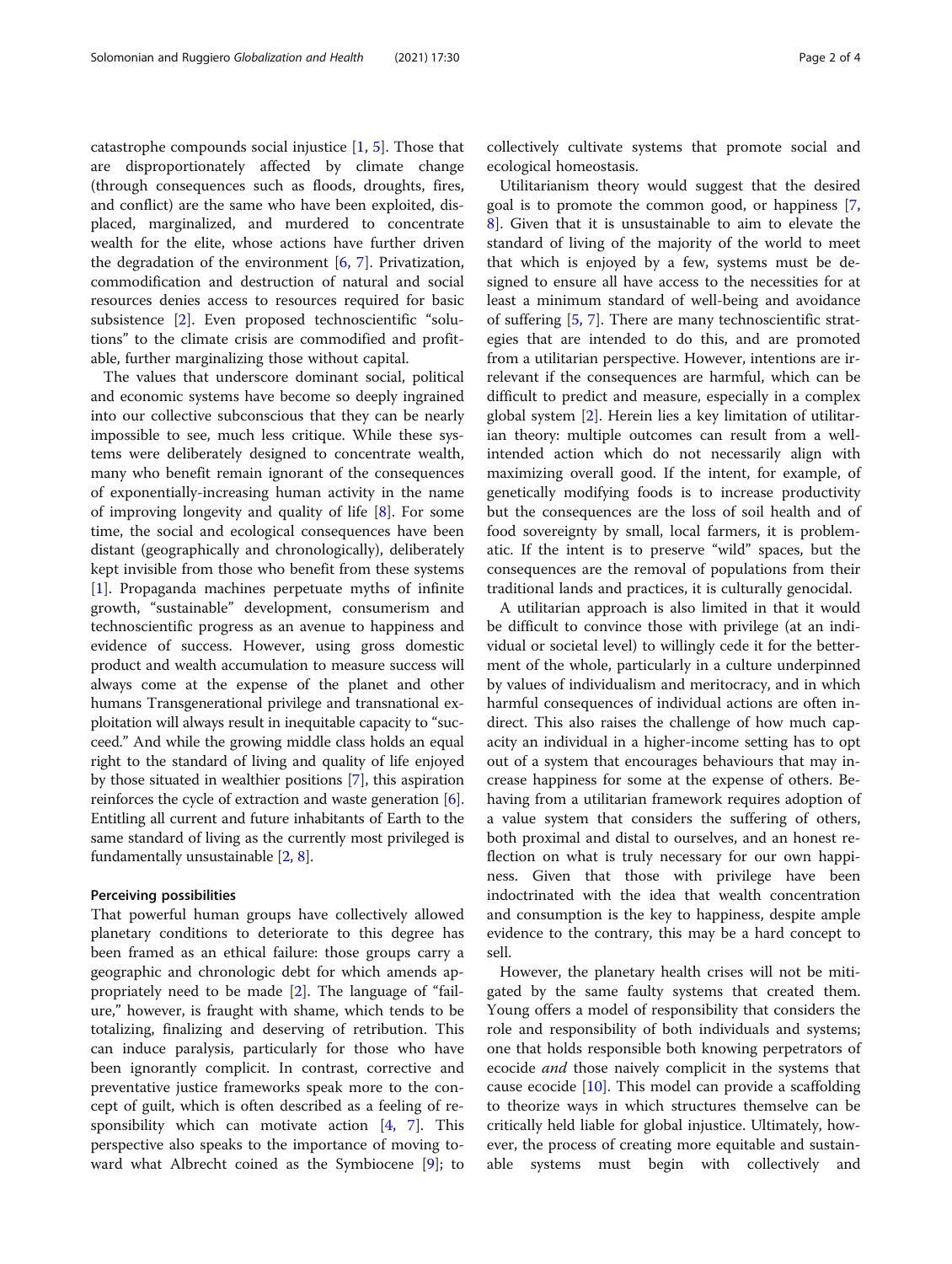catastrophe compounds social injustice [1, 5]. Those that are disproportionately affected by climate change (through consequences such as floods, droughts, fires, and conflict) are the same who have been exploited, displaced, marginalized, and murdered to concentrate wealth for the elite, whose actions have further driven the degradation of the environment [6, 7]. Privatization, commodification and destruction of natural and social resources denies access to resources required for basic subsistence [2]. Even proposed technoscientific "solutions" to the climate crisis are commodified and profitable, further marginalizing those without capital.

The values that underscore dominant social, political and economic systems have become so deeply ingrained into our collective subconscious that they can be nearly impossible to see, much less critique. While these systems were deliberately designed to concentrate wealth, many who benefit remain ignorant of the consequences of exponentially-increasing human activity in the name of improving longevity and quality of life [8]. For some time, the social and ecological consequences have been distant (geographically and chronologically), deliberately kept invisible from those who benefit from these systems [1]. Propaganda machines perpetuate myths of infinite growth, "sustainable" development, consumerism and technoscientific progress as an avenue to happiness and evidence of success. However, using gross domestic product and wealth accumulation to measure success will always come at the expense of the planet and other humans Transgenerational privilege and transnational exploitation will always result in inequitable capacity to "succeed." And while the growing middle class holds an equal right to the standard of living and quality of life enjoyed by those situated in wealthier positions [7], this aspiration reinforces the cycle of extraction and waste generation [6]. Entitling all current and future inhabitants of Earth to the same standard of living as the currently most privileged is fundamentally unsustainable [2, 8].

## Perceiving possibilities

That powerful human groups have collectively allowed planetary conditions to deteriorate to this degree has been framed as an ethical failure: those groups carry a geographic and chronologic debt for which amends appropriately need to be made [2]. The language of "failure," however, is fraught with shame, which tends to be totalizing, finalizing and deserving of retribution. This can induce paralysis, particularly for those who have been ignorantly complicit. In contrast, corrective and preventative justice frameworks speak more to the concept of guilt, which is often described as a feeling of responsibility which can motivate action [4, 7]. This perspective also speaks to the importance of moving toward what Albrecht coined as the Symbiocene [9]; to collectively cultivate systems that promote social and ecological homeostasis.

Utilitarianism theory would suggest that the desired goal is to promote the common good, or happiness [7, 8]. Given that it is unsustainable to aim to elevate the standard of living of the majority of the world to meet that which is enjoyed by a few, systems must be designed to ensure all have access to the necessities for at least a minimum standard of well-being and avoidance of suffering [5, 7]. There are many technoscientific strategies that are intended to do this, and are promoted from a utilitarian perspective. However, intentions are irrelevant if the consequences are harmful, which can be difficult to predict and measure, especially in a complex global system [2]. Herein lies a key limitation of utilitarian theory: multiple outcomes can result from a well-intended action which do not necessarily align with maximizing overall good. If the intent, for example, of genetically modifying foods is to increase productivity but the consequences are the loss of soil health and of food sovereignty by small, local farmers, it is problematic. If the intent is to preserve "wild" spaces, but the consequences are the removal of populations from their traditional lands and practices, it is culturally genocidal.

A utilitarian approach is also limited in that it would be difficult to convince those with privilege (at an individual or societal level) to willingly cede it for the betterment of the whole, particularly in a culture underpinned by values of individualism and meritocracy, and in which harmful consequences of individual actions are often indirect. This also raises the challenge of how much capacity an individual in a higher-income setting has to opt out of a system that encourages behaviours that may increase happiness for some at the expense of others. Behaving from a utilitarian framework requires adoption of a value system that considers the suffering of others, both proximal and distal to ourselves, and an honest reflection on what is truly necessary for our own happiness. Given that those with privilege have been indoctrinated with the idea that wealth concentration and consumption is the key to happiness, despite ample evidence to the contrary, this may be a hard concept to sell.

However, the planetary health crises will not be mitigated by the same faulty systems that created them. Young offers a model of responsibility that considers the role and responsibility of both individuals and systems; one that holds responsible both knowing perpetrators of ecocide *and* those naively complicit in the systems that cause ecocide [10]. This model can provide a scaffolding to theorize ways in which structures themselves can be critically held liable for global injustice. Ultimately, however, the process of creating more equitable and sustainable systems must begin with collectively and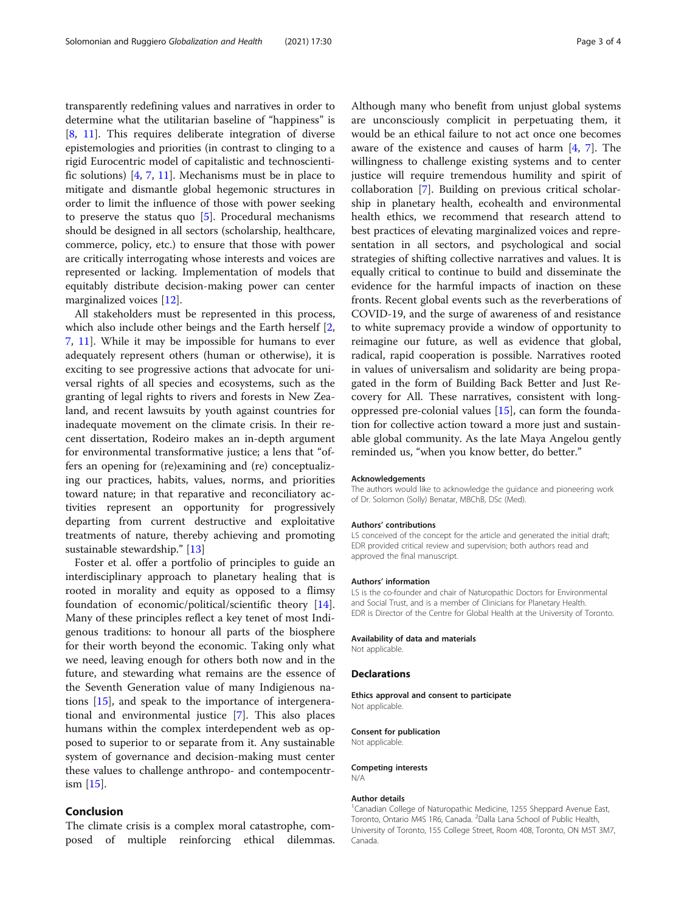transparently redefining values and narratives in order to determine what the utilitarian baseline of "happiness" is [8, 11]. This requires deliberate integration of diverse epistemologies and priorities (in contrast to clinging to a rigid Eurocentric model of capitalistic and technoscientific solutions) [4, 7, 11]. Mechanisms must be in place to mitigate and dismantle global hegemonic structures in order to limit the influence of those with power seeking to preserve the status quo [5]. Procedural mechanisms should be designed in all sectors (scholarship, healthcare, commerce, policy, etc.) to ensure that those with power are critically interrogating whose interests and voices are represented or lacking. Implementation of models that equitably distribute decision-making power can center marginalized voices [12].

All stakeholders must be represented in this process, which also include other beings and the Earth herself [2, 7, 11]. While it may be impossible for humans to ever adequately represent others (human or otherwise), it is exciting to see progressive actions that advocate for universal rights of all species and ecosystems, such as the granting of legal rights to rivers and forests in New Zealand, and recent lawsuits by youth against countries for inadequate movement on the climate crisis. In their recent dissertation, Rodeiro makes an in-depth argument for environmental transformative justice; a lens that "offers an opening for (re)examining and (re) conceptualizing our practices, habits, values, norms, and priorities toward nature; in that reparative and reconciliatory activities represent an opportunity for progressively departing from current destructive and exploitative treatments of nature, thereby achieving and promoting sustainable stewardship." [13]

Foster et al. offer a portfolio of principles to guide an interdisciplinary approach to planetary healing that is rooted in morality and equity as opposed to a flimsy foundation of economic/political/scientific theory [14]. Many of these principles reflect a key tenet of most Indigenous traditions: to honour all parts of the biosphere for their worth beyond the economic. Taking only what we need, leaving enough for others both now and in the future, and stewarding what remains are the essence of the Seventh Generation value of many Indigienous nations [15], and speak to the importance of intergenerational and environmental justice [7]. This also places humans within the complex interdependent web as opposed to superior to or separate from it. Any sustainable system of governance and decision-making must center these values to challenge anthropo- and contempocentrism [15].

## Conclusion

The climate crisis is a complex moral catastrophe, composed of multiple reinforcing ethical dilemmas. Although many who benefit from unjust global systems are unconsciously complicit in perpetuating them, it would be an ethical failure to not act once one becomes aware of the existence and causes of harm [4, 7]. The willingness to challenge existing systems and to center justice will require tremendous humility and spirit of collaboration [7]. Building on previous critical scholarship in planetary health, ecohealth and environmental health ethics, we recommend that research attend to best practices of elevating marginalized voices and representation in all sectors, and psychological and social strategies of shifting collective narratives and values. It is equally critical to continue to build and disseminate the evidence for the harmful impacts of inaction on these fronts. Recent global events such as the reverberations of COVID-19, and the surge of awareness of and resistance to white supremacy provide a window of opportunity to reimagine our future, as well as evidence that global, radical, rapid cooperation is possible. Narratives rooted in values of universalism and solidarity are being propagated in the form of Building Back Better and Just Recovery for All. These narratives, consistent with long-oppressed pre-colonial values [15], can form the foundation for collective action toward a more just and sustainable global community. As the late Maya Angelou gently reminded us, "when you know better, do better."

#### Acknowledgements

The authors would like to acknowledge the guidance and pioneering work of Dr. Solomon (Solly) Benatar, MBChB, DSc (Med).

#### Authors' contributions

LS conceived of the concept for the article and generated the initial draft; EDR provided critical review and supervision; both authors read and approved the final manuscript.

#### Authors' information

LS is the co-founder and chair of Naturopathic Doctors for Environmental and Social Trust, and is a member of Clinicians for Planetary Health. EDR is Director of the Centre for Global Health at the University of Toronto.

#### Availability of data and materials

Not applicable.

### Declarations

#### Ethics approval and consent to participate

Not applicable.

#### Consent for publication

Not applicable.

#### Competing interests

N/A

#### Author details

[1]Canadian College of Naturopathic Medicine, 1255 Sheppard Avenue East, Toronto, Ontario M4S 1R6, Canada. [2]Dalla Lana School of Public Health, University of Toronto, 155 College Street, Room 408, Toronto, ON M5T 3M7, Canada.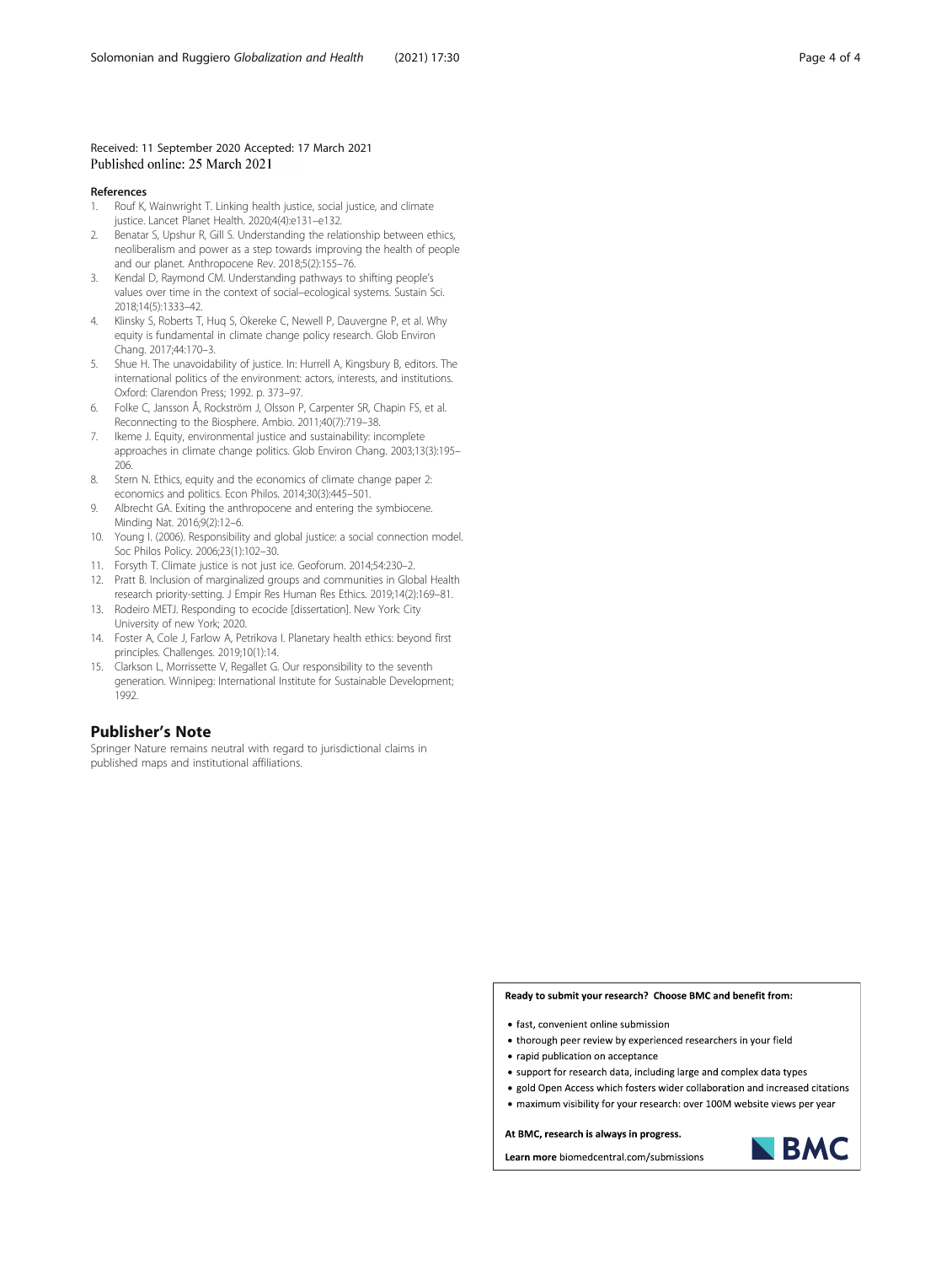Received: 11 September 2020 Accepted: 17 March 2021
Published online: 25 March 2021

### References

1. Rouf K, Wainwright T. Linking health justice, social justice, and climate justice. Lancet Planet Health. 2020;4(4):e131–e132.
2. Benatar S, Upshur R, Gill S. Understanding the relationship between ethics, neoliberalism and power as a step towards improving the health of people and our planet. Anthropocene Rev. 2018;5(2):155–76.
3. Kendal D, Raymond CM. Understanding pathways to shifting people's values over time in the context of social–ecological systems. Sustain Sci. 2018;14(5):1333–42.
4. Klinsky S, Roberts T, Huq S, Okereke C, Newell P, Dauvergne P, et al. Why equity is fundamental in climate change policy research. Glob Environ Chang. 2017;44:170–3.
5. Shue H. The unavoidability of justice. In: Hurrell A, Kingsbury B, editors. The international politics of the environment: actors, interests, and institutions. Oxford: Clarendon Press; 1992. p. 373–97.
6. Folke C, Jansson Å, Rockström J, Olsson P, Carpenter SR, Chapin FS, et al. Reconnecting to the Biosphere. Ambio. 2011;40(7):719–38.
7. Ikeme J. Equity, environmental justice and sustainability: incomplete approaches in climate change politics. Glob Environ Chang. 2003;13(3):195–206.
8. Stern N. Ethics, equity and the economics of climate change paper 2: economics and politics. Econ Philos. 2014;30(3):445–501.
9. Albrecht GA. Exiting the anthropocene and entering the symbiocene. Minding Nat. 2016;9(2):12–6.
10. Young I. (2006). Responsibility and global justice: a social connection model. Soc Philos Policy. 2006;23(1):102–30.
11. Forsyth T. Climate justice is not just ice. Geoforum. 2014;54:230–2.
12. Pratt B. Inclusion of marginalized groups and communities in Global Health research priority-setting. J Empir Res Human Res Ethics. 2019;14(2):169–81.
13. Rodeiro METJ. Responding to ecocide [dissertation]. New York: City University of new York; 2020.
14. Foster A, Cole J, Farlow A, Petrikova I. Planetary health ethics: beyond first principles. Challenges. 2019;10(1):14.
15. Clarkson L, Morrissette V, Regallet G. Our responsibility to the seventh generation. Winnipeg: International Institute for Sustainable Development; 1992.

## Publisher's Note

Springer Nature remains neutral with regard to jurisdictional claims in published maps and institutional affiliations.

**Ready to submit your research? Choose BMC and benefit from:**

- fast, convenient online submission
- thorough peer review by experienced researchers in your field
- rapid publication on acceptance
- support for research data, including large and complex data types
- gold Open Access which fosters wider collaboration and increased citations
- maximum visibility for your research: over 100M website views per year

**At BMC, research is always in progress.**

**Learn more** biomedcentral.com/submissions

BMC